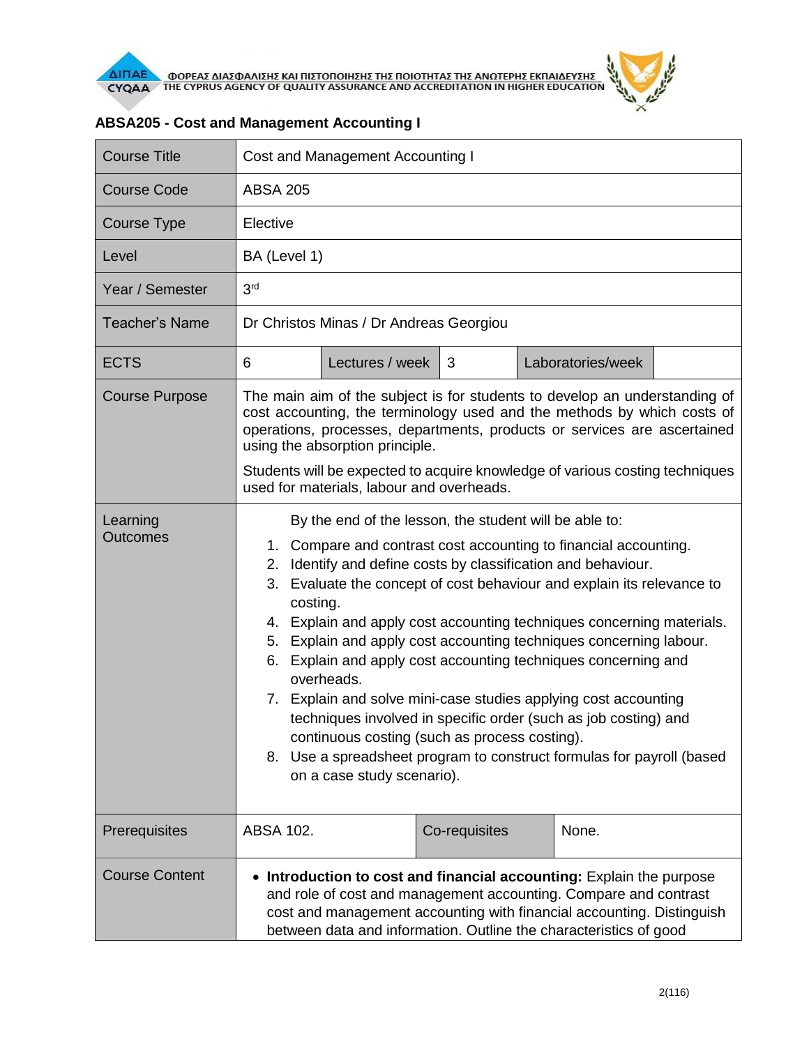## ABSA205 - Cost and Management Accounting I

| Course Title | Cost and Management Accounting I | | | | |
|---|---|---|---|---|---|
| Course Code | ABSA 205 | | | | |
| Course Type | Elective | | | | |
| Level | BA (Level 1) | | | | |
| Year / Semester | 3rd | | | | |
| Teacher's Name | Dr Christos Minas / Dr Andreas Georgiou | | | | |
| ECTS | 6 | Lectures / week | 3 | Laboratories/week | |
| Course Purpose | The main aim of the subject is for students to develop an understanding of cost accounting, the terminology used and the methods by which costs of operations, processes, departments, products or services are ascertained using the absorption principle.<br><br>Students will be expected to acquire knowledge of various costing techniques used for materials, labour and overheads. | | | | |
| Learning Outcomes | By the end of the lesson, the student will be able to:<br>1. Compare and contrast cost accounting to financial accounting.<br>2. Identify and define costs by classification and behaviour.<br>3. Evaluate the concept of cost behaviour and explain its relevance to costing.<br>4. Explain and apply cost accounting techniques concerning materials.<br>5. Explain and apply cost accounting techniques concerning labour.<br>6. Explain and apply cost accounting techniques concerning and overheads.<br>7. Explain and solve mini-case studies applying cost accounting techniques involved in specific order (such as job costing) and continuous costing (such as process costing).<br>8. Use a spreadsheet program to construct formulas for payroll (based on a case study scenario). | | | | |
| Prerequisites | ABSA 102. | Co-requisites | None. | | |
| Course Content | • **Introduction to cost and financial accounting:** Explain the purpose and role of cost and management accounting. Compare and contrast cost and management accounting with financial accounting. Distinguish between data and information. Outline the characteristics of good | | | | |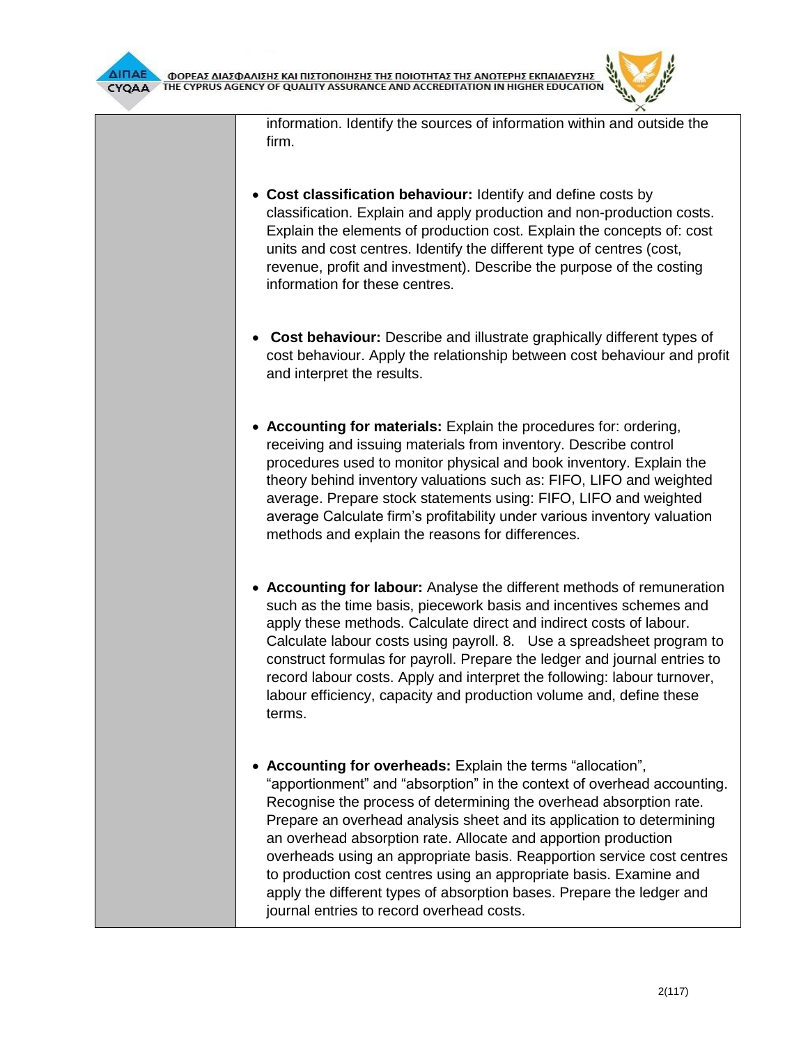| | information. Identify the sources of information within and outside the firm.<br><br>• **Cost classification behaviour:** Identify and define costs by classification. Explain and apply production and non-production costs. Explain the elements of production cost. Explain the concepts of: cost units and cost centres. Identify the different type of centres (cost, revenue, profit and investment). Describe the purpose of the costing information for these centres.<br><br>• **Cost behaviour:** Describe and illustrate graphically different types of cost behaviour. Apply the relationship between cost behaviour and profit and interpret the results.<br><br>• **Accounting for materials:** Explain the procedures for: ordering, receiving and issuing materials from inventory. Describe control procedures used to monitor physical and book inventory. Explain the theory behind inventory valuations such as: FIFO, LIFO and weighted average. Prepare stock statements using: FIFO, LIFO and weighted average Calculate firm's profitability under various inventory valuation methods and explain the reasons for differences.<br><br>• **Accounting for labour:** Analyse the different methods of remuneration such as the time basis, piecework basis and incentives schemes and apply these methods. Calculate direct and indirect costs of labour. Calculate labour costs using payroll. 8. Use a spreadsheet program to construct formulas for payroll. Prepare the ledger and journal entries to record labour costs. Apply and interpret the following: labour turnover, labour efficiency, capacity and production volume and, define these terms.<br><br>• **Accounting for overheads:** Explain the terms "allocation", "apportionment" and "absorption" in the context of overhead accounting. Recognise the process of determining the overhead absorption rate. Prepare an overhead analysis sheet and its application to determining an overhead absorption rate. Allocate and apportion production overheads using an appropriate basis. Reapportion service cost centres to production cost centres using an appropriate basis. Examine and apply the different types of absorption bases. Prepare the ledger and journal entries to record overhead costs. |
|---|---|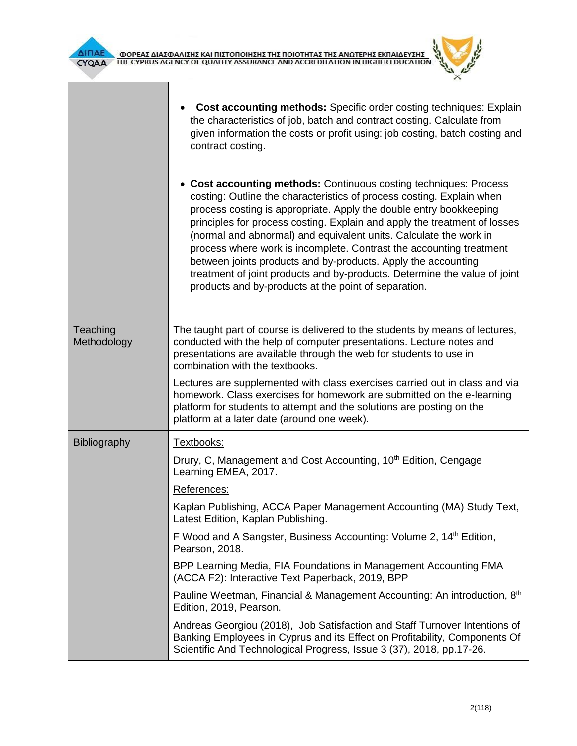| | |
|---|---|
| | • **Cost accounting methods:** Specific order costing techniques: Explain the characteristics of job, batch and contract costing. Calculate from given information the costs or profit using: job costing, batch costing and contract costing.<br><br>• **Cost accounting methods:** Continuous costing techniques: Process costing: Outline the characteristics of process costing. Explain when process costing is appropriate. Apply the double entry bookkeeping principles for process costing. Explain and apply the treatment of losses (normal and abnormal) and equivalent units. Calculate the work in process where work is incomplete. Contrast the accounting treatment between joints products and by-products. Apply the accounting treatment of joint products and by-products. Determine the value of joint products and by-products at the point of separation. |
| Teaching Methodology | The taught part of course is delivered to the students by means of lectures, conducted with the help of computer presentations. Lecture notes and presentations are available through the web for students to use in combination with the textbooks.<br><br>Lectures are supplemented with class exercises carried out in class and via homework. Class exercises for homework are submitted on the e-learning platform for students to attempt and the solutions are posting on the platform at a later date (around one week). |
| Bibliography | Textbooks:<br><br>Drury, C, Management and Cost Accounting, 10th Edition, Cengage Learning EMEA, 2017.<br><br>References:<br><br>Kaplan Publishing, ACCA Paper Management Accounting (MA) Study Text, Latest Edition, Kaplan Publishing.<br><br>F Wood and A Sangster, Business Accounting: Volume 2, 14th Edition, Pearson, 2018.<br><br>BPP Learning Media, FIA Foundations in Management Accounting FMA (ACCA F2): Interactive Text Paperback, 2019, BPP<br><br>Pauline Weetman, Financial & Management Accounting: An introduction, 8th Edition, 2019, Pearson.<br><br>Andreas Georgiou (2018), Job Satisfaction and Staff Turnover Intentions of Banking Employees in Cyprus and its Effect on Profitability, Components Of Scientific And Technological Progress, Issue 3 (37), 2018, pp.17-26. |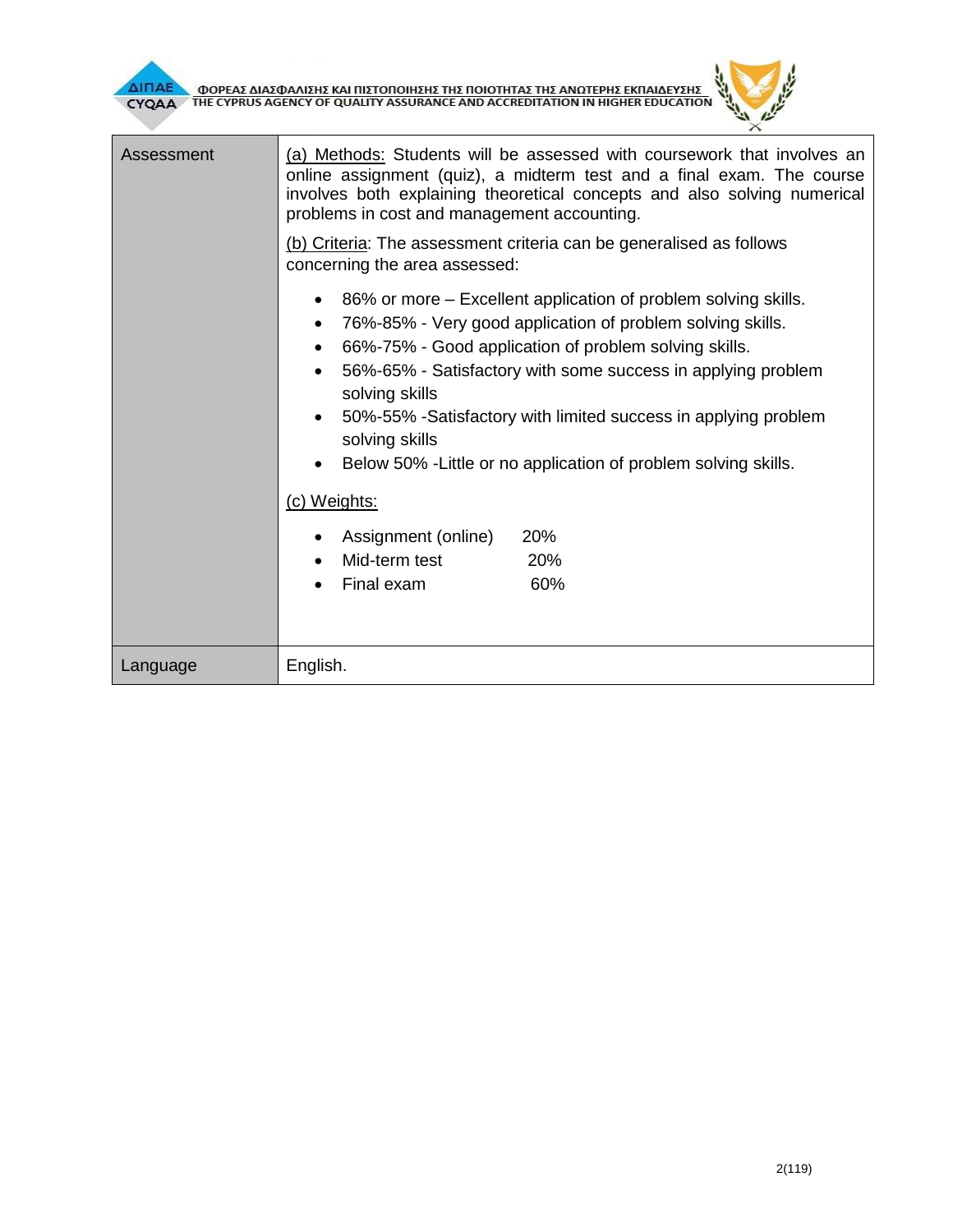| | |
|---|---|
| Assessment | (a) Methods: Students will be assessed with coursework that involves an online assignment (quiz), a midterm test and a final exam. The course involves both explaining theoretical concepts and also solving numerical problems in cost and management accounting.<br><br>(b) Criteria: The assessment criteria can be generalised as follows concerning the area assessed:<br><br>• 86% or more – Excellent application of problem solving skills.<br>• 76%-85% - Very good application of problem solving skills.<br>• 66%-75% - Good application of problem solving skills.<br>• 56%-65% - Satisfactory with some success in applying problem solving skills<br>• 50%-55% -Satisfactory with limited success in applying problem solving skills<br>• Below 50% -Little or no application of problem solving skills.<br><br>(c) Weights:<br><br>• Assignment (online) 20%<br>• Mid-term test 20%<br>• Final exam 60% |
| Language | English. |